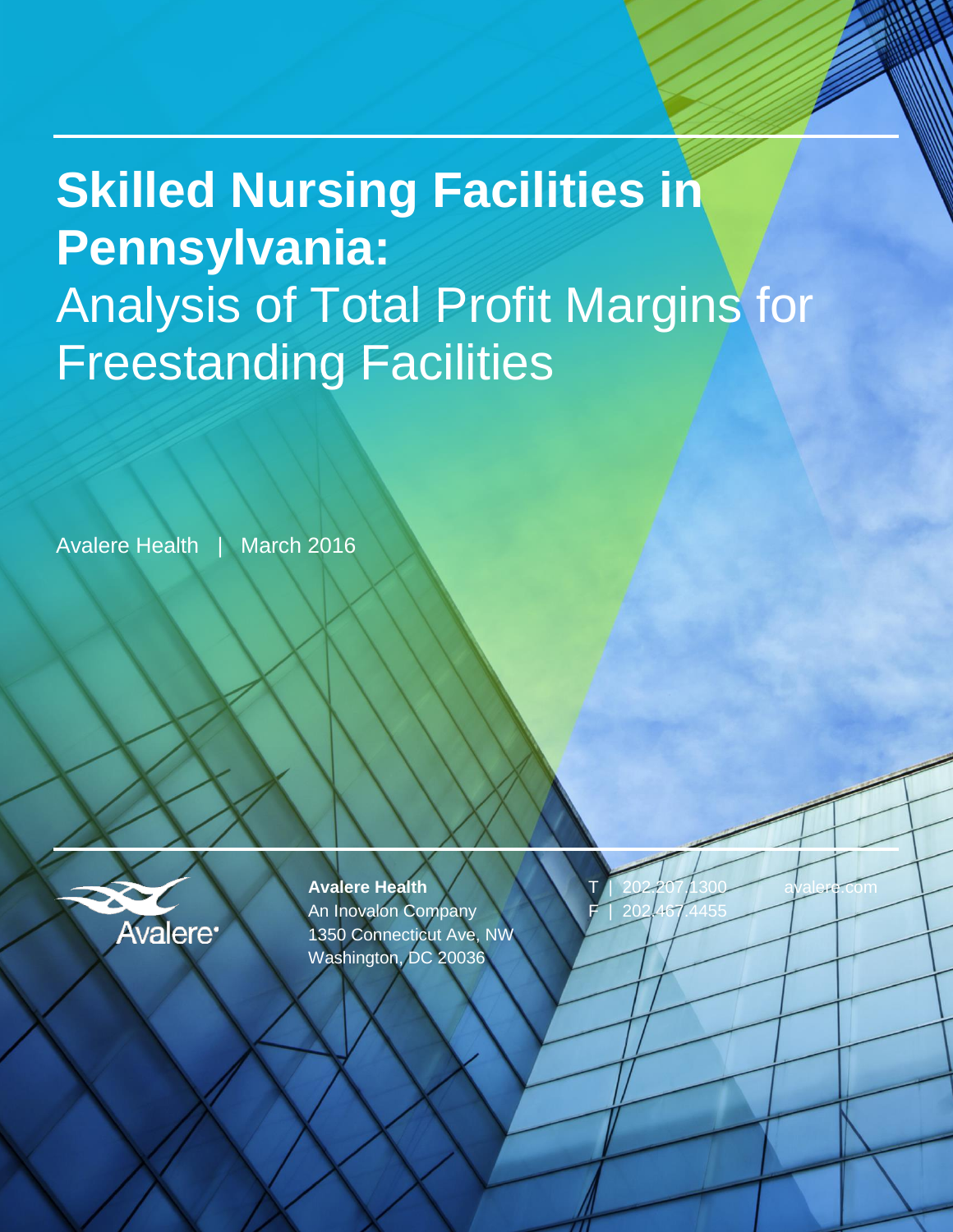# Skilled Nursing Facilities in Pennsylvania:

## Analysis of Total Profit Margins for Freestanding Facilities

Avalere Health | March 2016

**Avalere Health**
An Inovalon Company
1350 Connecticut Ave, NW
Washington, DC 20036

T | 202.207.1300
F | 202.467.4455

avalere.com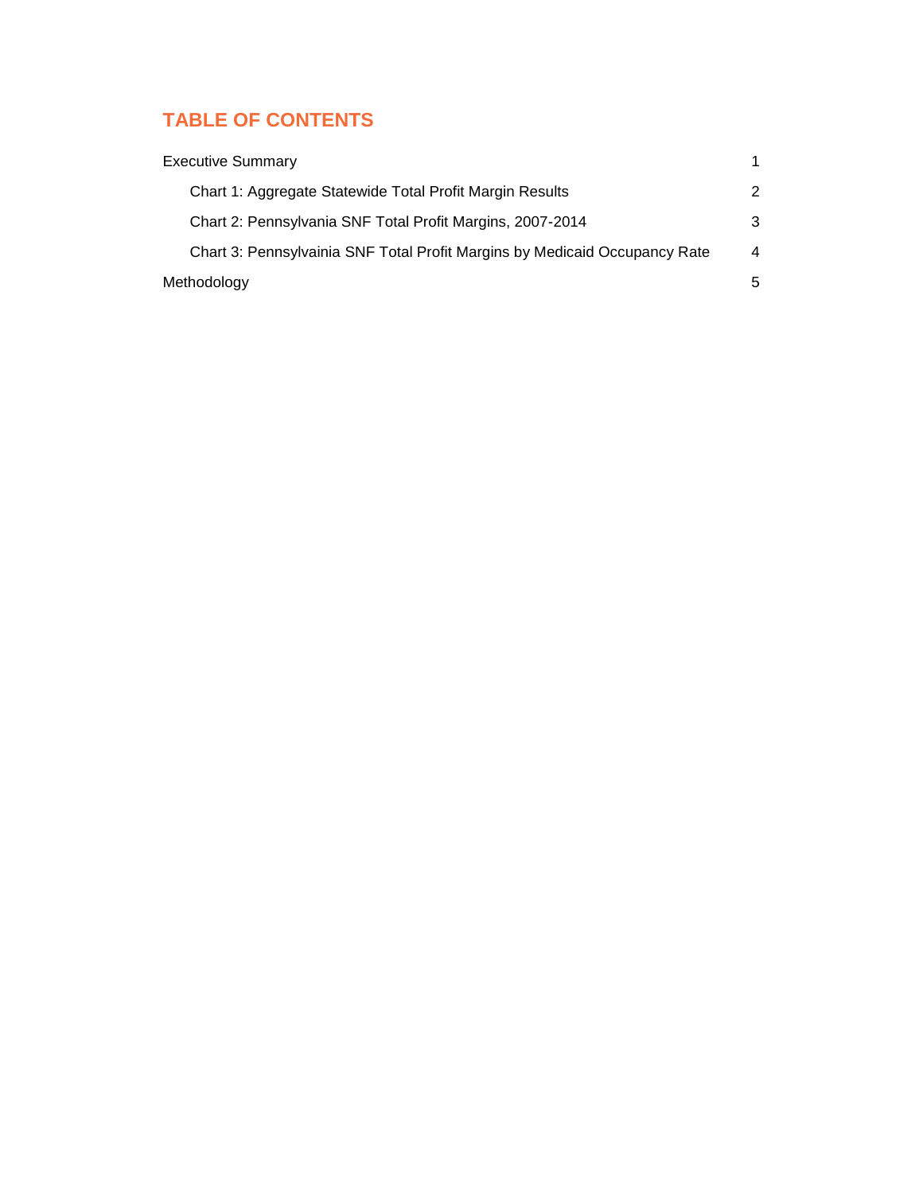# TABLE OF CONTENTS

| | |
|---|---|
| Executive Summary | 1 |
| Chart 1: Aggregate Statewide Total Profit Margin Results | 2 |
| Chart 2: Pennsylvania SNF Total Profit Margins, 2007-2014 | 3 |
| Chart 3: Pennsylvainia SNF Total Profit Margins by Medicaid Occupancy Rate | 4 |
| Methodology | 5 |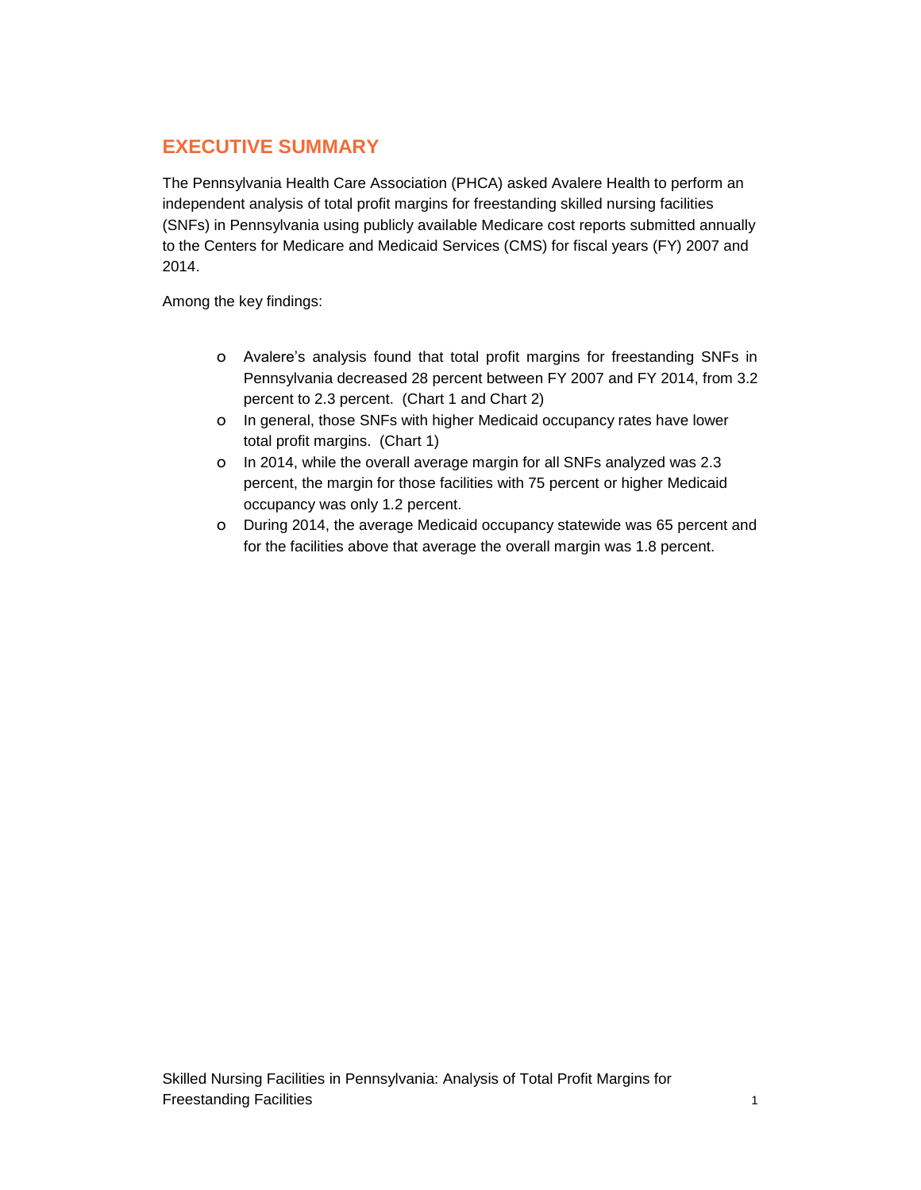## EXECUTIVE SUMMARY

The Pennsylvania Health Care Association (PHCA) asked Avalere Health to perform an independent analysis of total profit margins for freestanding skilled nursing facilities (SNFs) in Pennsylvania using publicly available Medicare cost reports submitted annually to the Centers for Medicare and Medicaid Services (CMS) for fiscal years (FY) 2007 and 2014.

Among the key findings:

- Avalere's analysis found that total profit margins for freestanding SNFs in Pennsylvania decreased 28 percent between FY 2007 and FY 2014, from 3.2 percent to 2.3 percent. (Chart 1 and Chart 2)
- In general, those SNFs with higher Medicaid occupancy rates have lower total profit margins. (Chart 1)
- In 2014, while the overall average margin for all SNFs analyzed was 2.3 percent, the margin for those facilities with 75 percent or higher Medicaid occupancy was only 1.2 percent.
- During 2014, the average Medicaid occupancy statewide was 65 percent and for the facilities above that average the overall margin was 1.8 percent.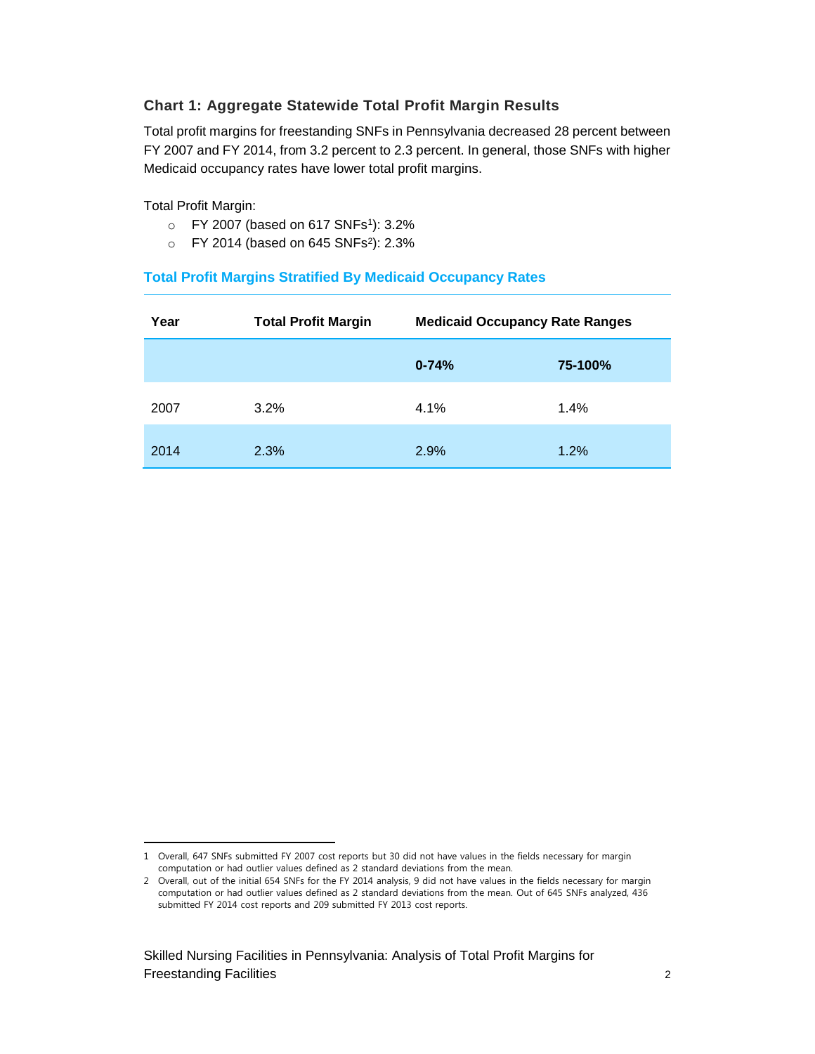### Chart 1: Aggregate Statewide Total Profit Margin Results

Total profit margins for freestanding SNFs in Pennsylvania decreased 28 percent between FY 2007 and FY 2014, from 3.2 percent to 2.3 percent. In general, those SNFs with higher Medicaid occupancy rates have lower total profit margins.

Total Profit Margin:

- FY 2007 (based on 617 SNFs[1]): 3.2%
- FY 2014 (based on 645 SNFs[2]): 2.3%

#### Total Profit Margins Stratified By Medicaid Occupancy Rates

| Year | Total Profit Margin | Medicaid Occupancy Rate Ranges | |
|---|---|---|---|
| | | 0-74% | 75-100% |
| 2007 | 3.2% | 4.1% | 1.4% |
| 2014 | 2.3% | 2.9% | 1.2% |

1 Overall, 647 SNFs submitted FY 2007 cost reports but 30 did not have values in the fields necessary for margin computation or had outlier values defined as 2 standard deviations from the mean.

2 Overall, out of the initial 654 SNFs for the FY 2014 analysis, 9 did not have values in the fields necessary for margin computation or had outlier values defined as 2 standard deviations from the mean. Out of 645 SNFs analyzed, 436 submitted FY 2014 cost reports and 209 submitted FY 2013 cost reports.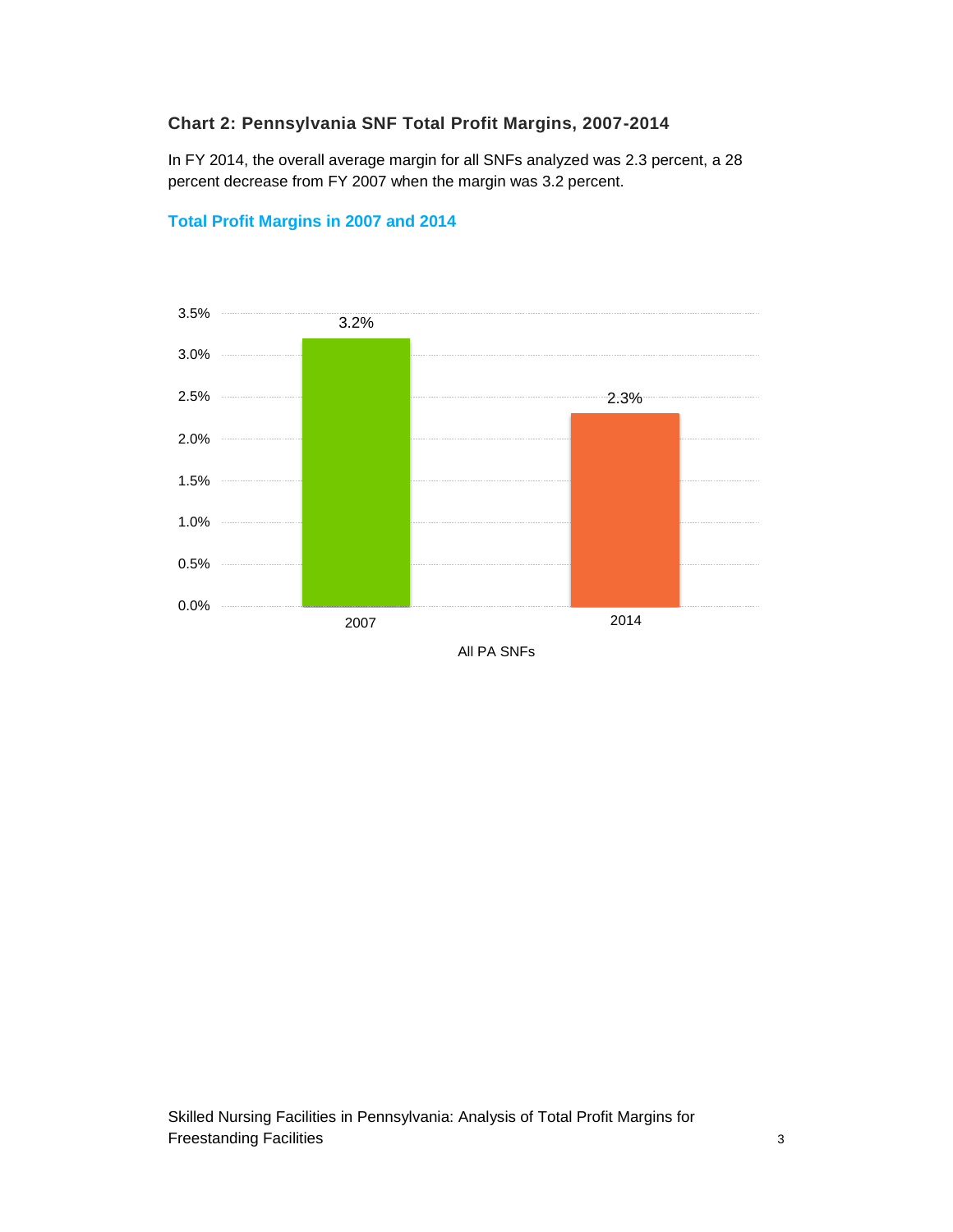### Chart 2: Pennsylvania SNF Total Profit Margins, 2007-2014

In FY 2014, the overall average margin for all SNFs analyzed was 2.3 percent, a 28 percent decrease from FY 2007 when the margin was 3.2 percent.

**Total Profit Margins in 2007 and 2014**

| All PA SNFs | Total Profit Margin |
|---|---|
| 2007 | 3.2% |
| 2014 | 2.3% |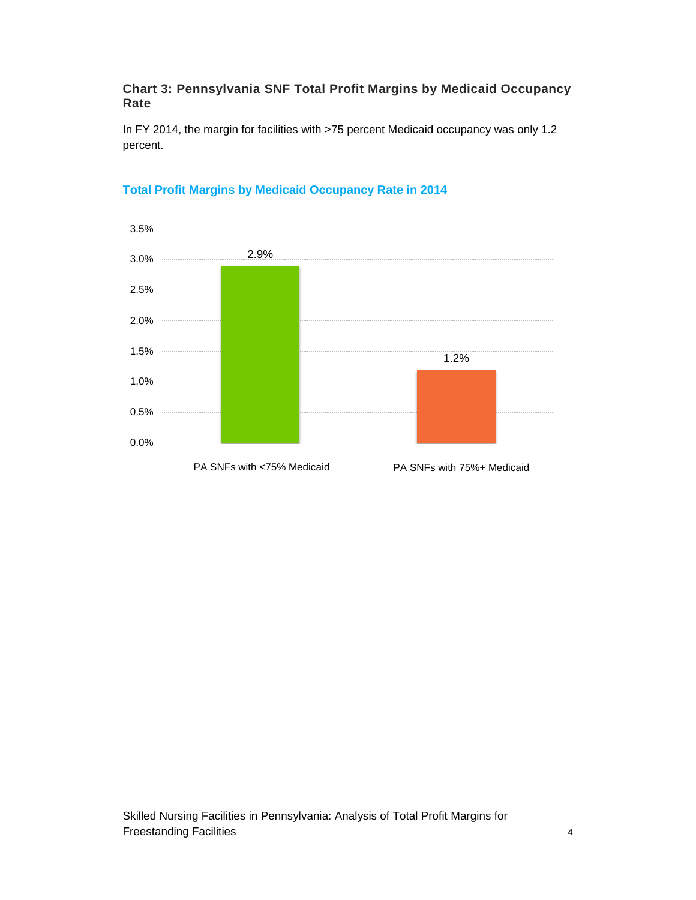**Chart 3: Pennsylvania SNF Total Profit Margins by Medicaid Occupancy Rate**

In FY 2014, the margin for facilities with >75 percent Medicaid occupancy was only 1.2 percent.

**Total Profit Margins by Medicaid Occupancy Rate in 2014**

| Category | Total Profit Margin |
| --- | --- |
| PA SNFs with <75% Medicaid | 2.9% |
| PA SNFs with 75%+ Medicaid | 1.2% |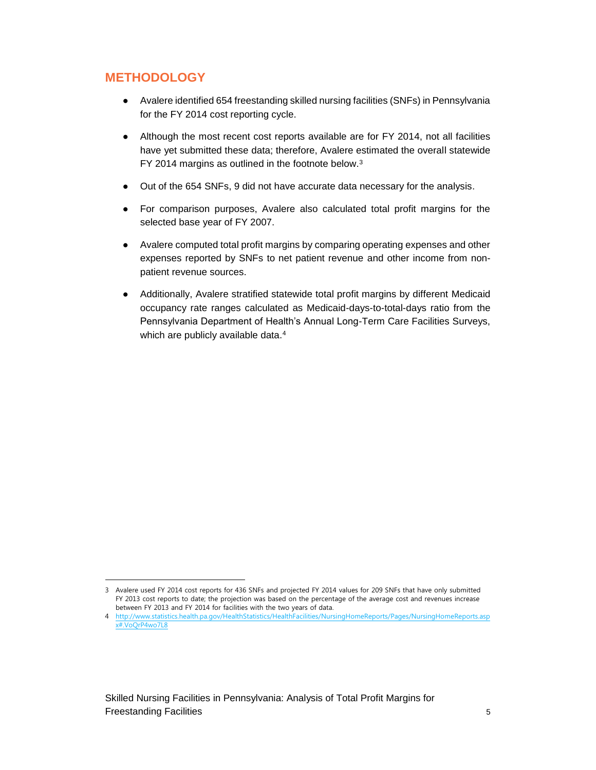## METHODOLOGY

- Avalere identified 654 freestanding skilled nursing facilities (SNFs) in Pennsylvania for the FY 2014 cost reporting cycle.
- Although the most recent cost reports available are for FY 2014, not all facilities have yet submitted these data; therefore, Avalere estimated the overall statewide FY 2014 margins as outlined in the footnote below.[3]
- Out of the 654 SNFs, 9 did not have accurate data necessary for the analysis.
- For comparison purposes, Avalere also calculated total profit margins for the selected base year of FY 2007.
- Avalere computed total profit margins by comparing operating expenses and other expenses reported by SNFs to net patient revenue and other income from non-patient revenue sources.
- Additionally, Avalere stratified statewide total profit margins by different Medicaid occupancy rate ranges calculated as Medicaid-days-to-total-days ratio from the Pennsylvania Department of Health's Annual Long-Term Care Facilities Surveys, which are publicly available data.[4]

---

3 Avalere used FY 2014 cost reports for 436 SNFs and projected FY 2014 values for 209 SNFs that have only submitted FY 2013 cost reports to date; the projection was based on the percentage of the average cost and revenues increase between FY 2013 and FY 2014 for facilities with the two years of data.

4 http://www.statistics.health.pa.gov/HealthStatistics/HealthFacilities/NursingHomeReports/Pages/NursingHomeReports.aspx#.VoQrP4wo7L8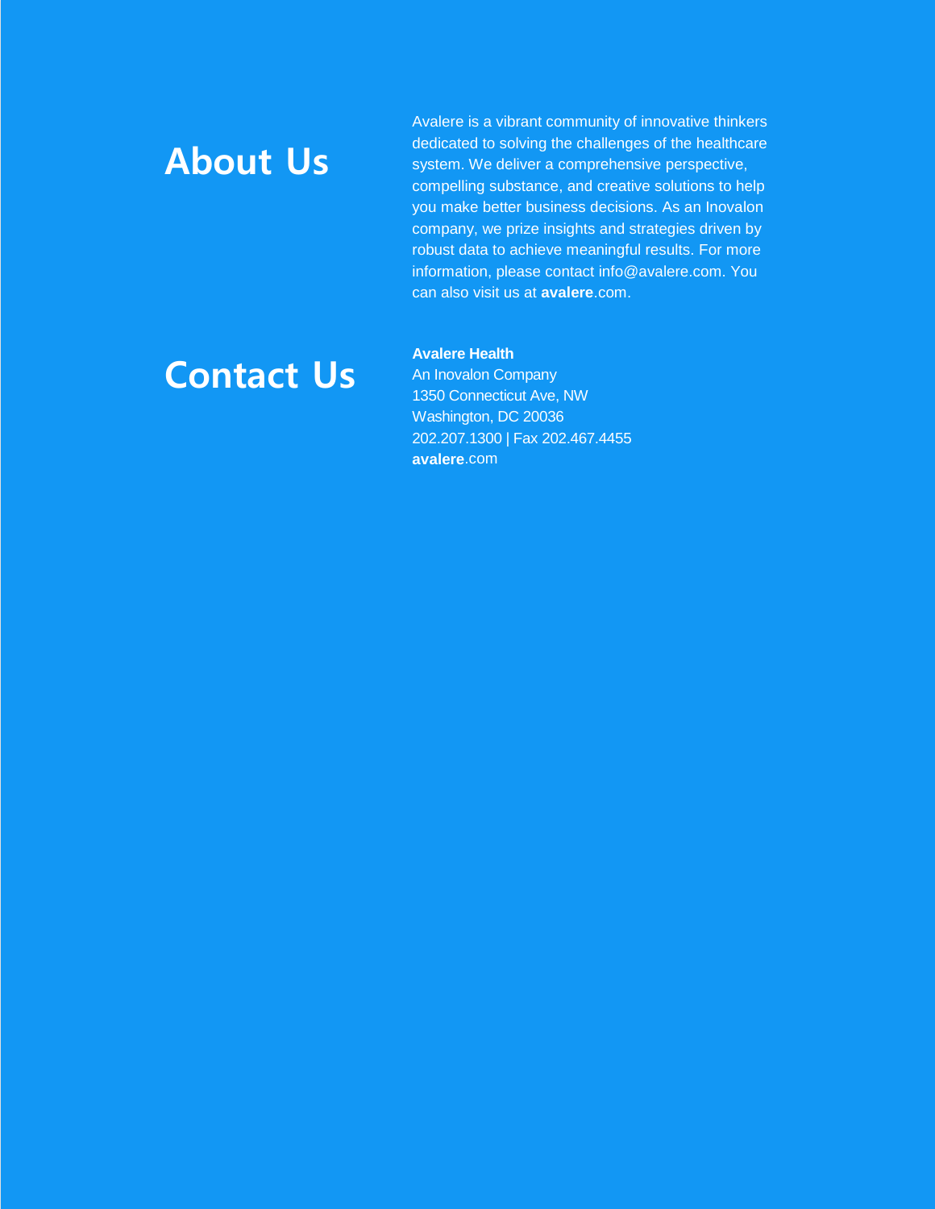## About Us

Avalere is a vibrant community of innovative thinkers dedicated to solving the challenges of the healthcare system. We deliver a comprehensive perspective, compelling substance, and creative solutions to help you make better business decisions. As an Inovalon company, we prize insights and strategies driven by robust data to achieve meaningful results. For more information, please contact info@avalere.com. You can also visit us at **avalere**.com.

## Contact Us

**Avalere Health**
An Inovalon Company
1350 Connecticut Ave, NW
Washington, DC 20036
202.207.1300 | Fax 202.467.4455
**avalere**.com